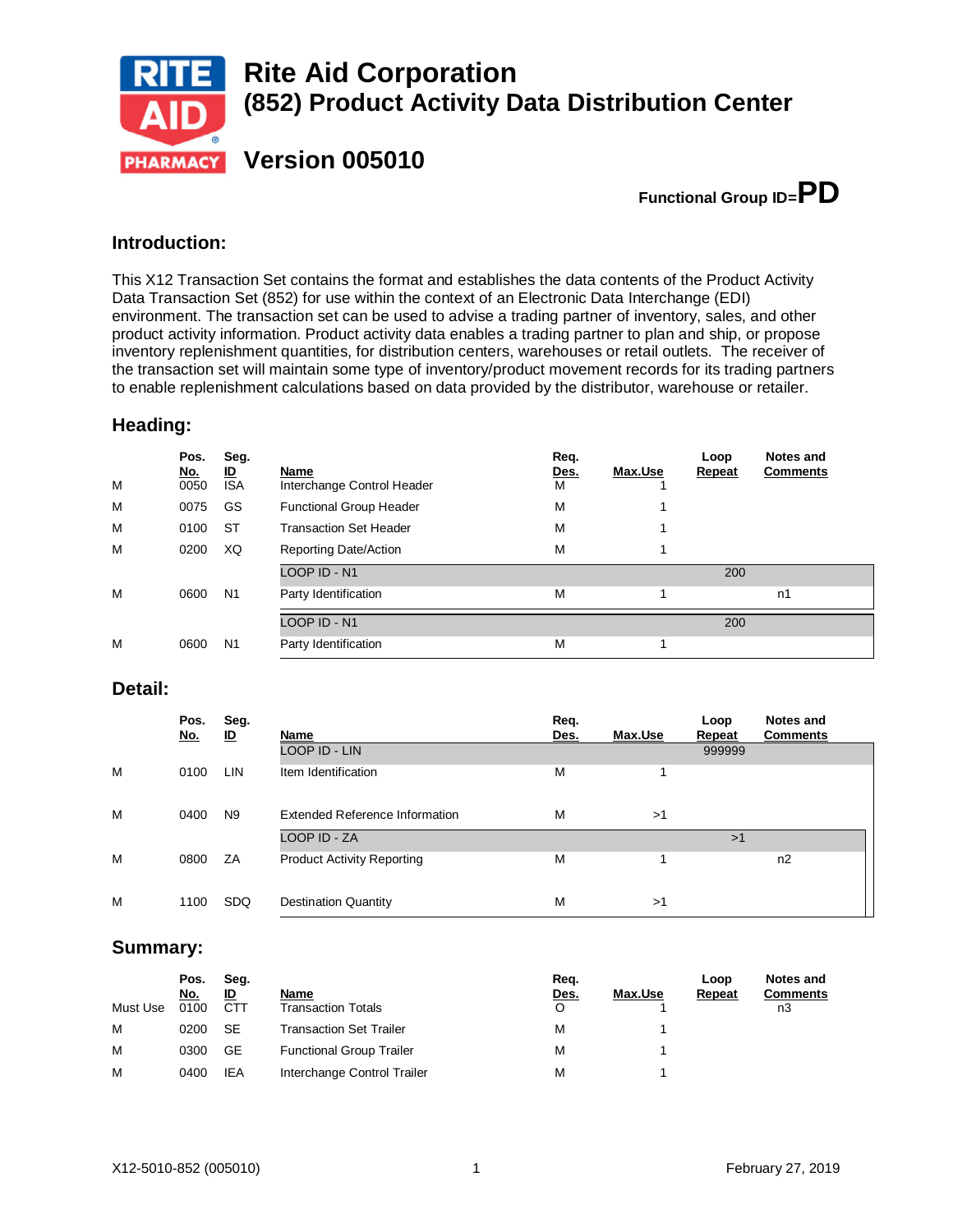# Rite Aid Corporation
# (852) Product Activity Data Distribution Center

# Version 005010

**Functional Group ID=PD**

## Introduction:

This X12 Transaction Set contains the format and establishes the data contents of the Product Activity Data Transaction Set (852) for use within the context of an Electronic Data Interchange (EDI) environment. The transaction set can be used to advise a trading partner of inventory, sales, and other product activity information. Product activity data enables a trading partner to plan and ship, or propose inventory replenishment quantities, for distribution centers, warehouses or retail outlets. The receiver of the transaction set will maintain some type of inventory/product movement records for its trading partners to enable replenishment calculations based on data provided by the distributor, warehouse or retailer.

## Heading:

| | Pos. No. | Seg. ID | Name | Req. Des. | Max.Use | Loop Repeat | Notes and Comments |
|---|---|---|---|---|---|---|---|
| M | 0050 | ISA | Interchange Control Header | M | 1 | | |
| M | 0075 | GS | Functional Group Header | M | 1 | | |
| M | 0100 | ST | Transaction Set Header | M | 1 | | |
| M | 0200 | XQ | Reporting Date/Action | M | 1 | | |
| | | | LOOP ID - N1 | | | 200 | |
| M | 0600 | N1 | Party Identification | M | 1 | | n1 |
| | | | LOOP ID - N1 | | | 200 | |
| M | 0600 | N1 | Party Identification | M | 1 | | |

## Detail:

| | Pos. No. | Seg. ID | Name | Req. Des. | Max.Use | Loop Repeat | Notes and Comments |
|---|---|---|---|---|---|---|---|
| | | | LOOP ID - LIN | | | 999999 | |
| M | 0100 | LIN | Item Identification | M | 1 | | |
| M | 0400 | N9 | Extended Reference Information | M | >1 | | |
| | | | LOOP ID - ZA | | | >1 | |
| M | 0800 | ZA | Product Activity Reporting | M | 1 | | n2 |
| M | 1100 | SDQ | Destination Quantity | M | >1 | | |

## Summary:

| | Pos. No. | Seg. ID | Name | Req. Des. | Max.Use | Loop Repeat | Notes and Comments |
|---|---|---|---|---|---|---|---|
| Must Use | 0100 | CTT | Transaction Totals | O | 1 | | n3 |
| M | 0200 | SE | Transaction Set Trailer | M | 1 | | |
| M | 0300 | GE | Functional Group Trailer | M | 1 | | |
| M | 0400 | IEA | Interchange Control Trailer | M | 1 | | |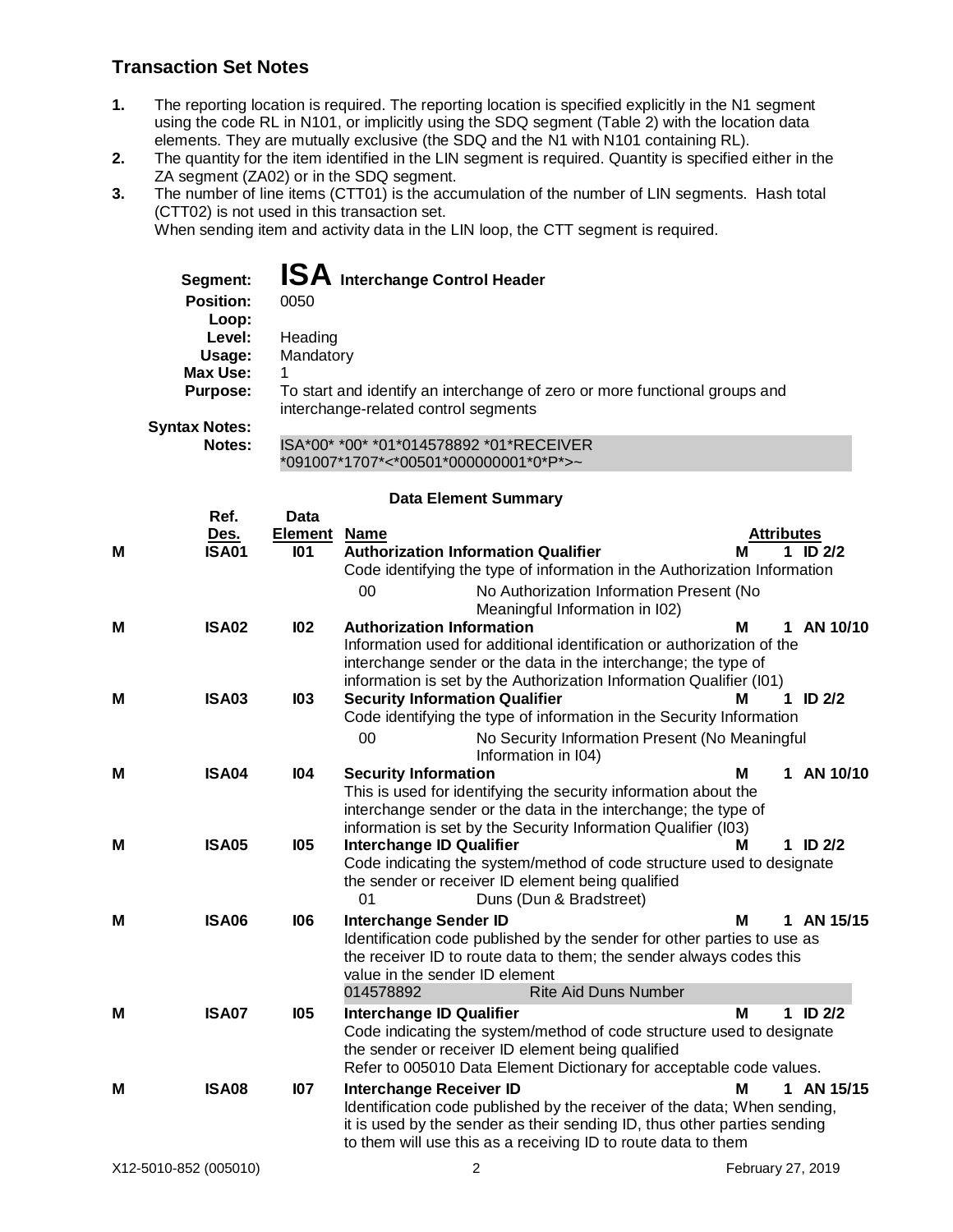## Transaction Set Notes

1. The reporting location is required. The reporting location is specified explicitly in the N1 segment using the code RL in N101, or implicitly using the SDQ segment (Table 2) with the location data elements. They are mutually exclusive (the SDQ and the N1 with N101 containing RL).
2. The quantity for the item identified in the LIN segment is required. Quantity is specified either in the ZA segment (ZA02) or in the SDQ segment.
3. The number of line items (CTT01) is the accumulation of the number of LIN segments. Hash total (CTT02) is not used in this transaction set.
   When sending item and activity data in the LIN loop, the CTT segment is required.

**Segment:** **ISA** **Interchange Control Header**
**Position:** 0050
**Loop:**
**Level:** Heading
**Usage:** Mandatory
**Max Use:** 1
**Purpose:** To start and identify an interchange of zero or more functional groups and interchange-related control segments
**Syntax Notes:**
**Notes:** ISA*00* *00* *01*014578892 *01*RECEIVER *091007*1707*<*00501*000000001*0*P*>~

### Data Element Summary

| | Ref. Des. | Data Element | Name | Attributes |
|---|---|---|---|---|
| M | **ISA01** | **I01** | **Authorization Information Qualifier**<br>Code identifying the type of information in the Authorization Information<br>00 — No Authorization Information Present (No Meaningful Information in I02) | M 1 ID 2/2 |
| M | **ISA02** | **I02** | **Authorization Information**<br>Information used for additional identification or authorization of the interchange sender or the data in the interchange; the type of information is set by the Authorization Information Qualifier (I01) | M 1 AN 10/10 |
| M | **ISA03** | **I03** | **Security Information Qualifier**<br>Code identifying the type of information in the Security Information<br>00 — No Security Information Present (No Meaningful Information in I04) | M 1 ID 2/2 |
| M | **ISA04** | **I04** | **Security Information**<br>This is used for identifying the security information about the interchange sender or the data in the interchange; the type of information is set by the Security Information Qualifier (I03) | M 1 AN 10/10 |
| M | **ISA05** | **I05** | **Interchange ID Qualifier**<br>Code indicating the system/method of code structure used to designate the sender or receiver ID element being qualified<br>01 — Duns (Dun & Bradstreet) | M 1 ID 2/2 |
| M | **ISA06** | **I06** | **Interchange Sender ID**<br>Identification code published by the sender for other parties to use as the receiver ID to route data to them; the sender always codes this value in the sender ID element<br>014578892 — Rite Aid Duns Number | M 1 AN 15/15 |
| M | **ISA07** | **I05** | **Interchange ID Qualifier**<br>Code indicating the system/method of code structure used to designate the sender or receiver ID element being qualified<br>Refer to 005010 Data Element Dictionary for acceptable code values. | M 1 ID 2/2 |
| M | **ISA08** | **I07** | **Interchange Receiver ID**<br>Identification code published by the receiver of the data; When sending, it is used by the sender as their sending ID, thus other parties sending to them will use this as a receiving ID to route data to them | M 1 AN 15/15 |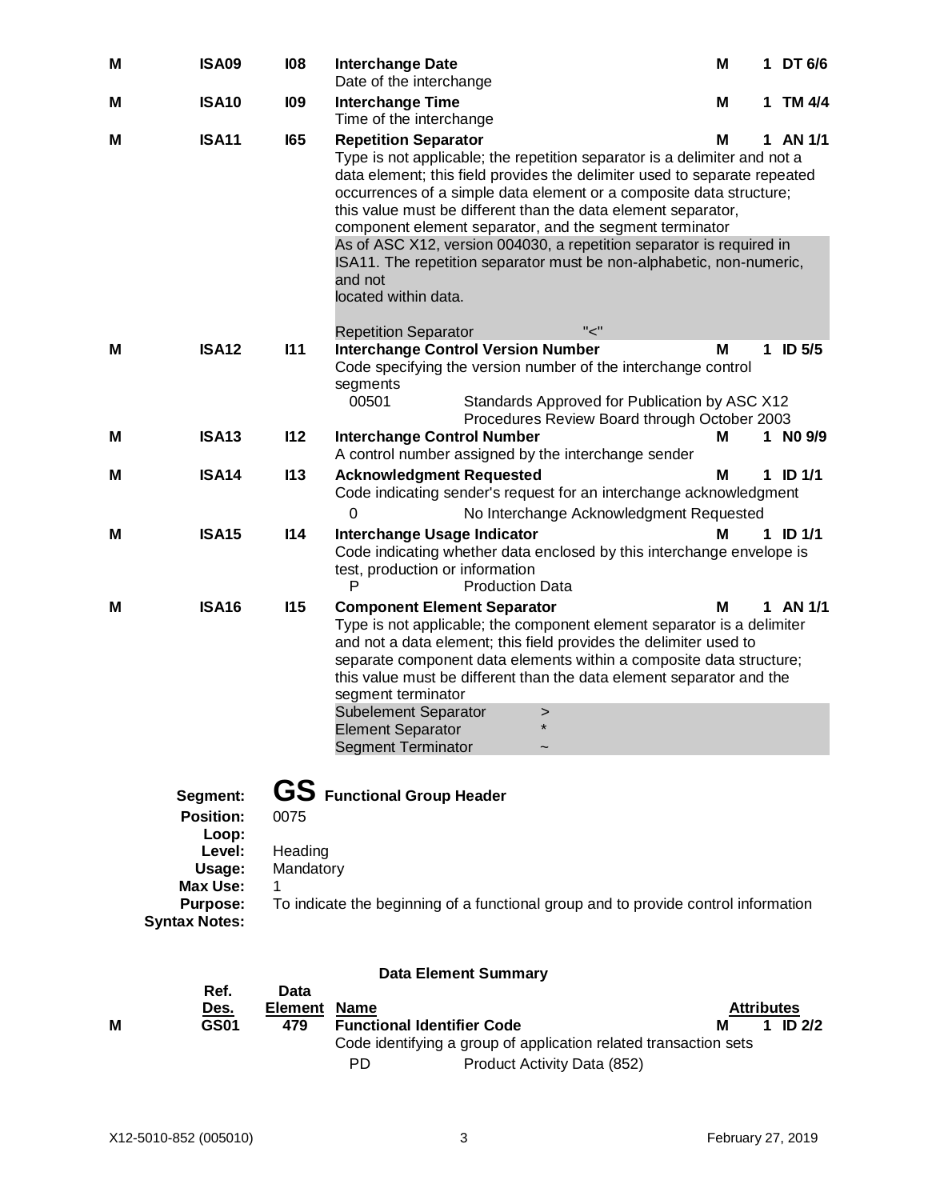| | Ref. Des. | Data Element | Name | | Attributes |
|---|---|---|---|---|---|
| M | ISA09 | I08 | **Interchange Date**<br>Date of the interchange | M | 1 DT 6/6 |
| M | ISA10 | I09 | **Interchange Time**<br>Time of the interchange | M | 1 TM 4/4 |
| M | ISA11 | I65 | **Repetition Separator**<br>Type is not applicable; the repetition separator is a delimiter and not a data element; this field provides the delimiter used to separate repeated occurrences of a simple data element or a composite data structure; this value must be different than the data element separator, component element separator, and the segment terminator<br>As of ASC X12, version 004030, a repetition separator is required in ISA11. The repetition separator must be non-alphabetic, non-numeric, and not located within data.<br>Repetition Separator "<" | M | 1 AN 1/1 |
| M | ISA12 | I11 | **Interchange Control Version Number**<br>Code specifying the version number of the interchange control segments<br>00501 Standards Approved for Publication by ASC X12 Procedures Review Board through October 2003 | M | 1 ID 5/5 |
| M | ISA13 | I12 | **Interchange Control Number**<br>A control number assigned by the interchange sender | M | 1 N0 9/9 |
| M | ISA14 | I13 | **Acknowledgment Requested**<br>Code indicating sender's request for an interchange acknowledgment<br>0 No Interchange Acknowledgment Requested | M | 1 ID 1/1 |
| M | ISA15 | I14 | **Interchange Usage Indicator**<br>Code indicating whether data enclosed by this interchange envelope is test, production or information<br>P Production Data | M | 1 ID 1/1 |
| M | ISA16 | I15 | **Component Element Separator**<br>Type is not applicable; the component element separator is a delimiter and not a data element; this field provides the delimiter used to separate component data elements within a composite data structure; this value must be different than the data element separator and the segment terminator<br>Subelement Separator >&nbsp;&nbsp;<br>Element Separator *<br>Segment Terminator ~ | M | 1 AN 1/1 |

**Segment:** **GS** Functional Group Header
**Position:** 0075
**Loop:**
**Level:** Heading
**Usage:** Mandatory
**Max Use:** 1
**Purpose:** To indicate the beginning of a functional group and to provide control information
**Syntax Notes:**

### Data Element Summary

| | Ref. Des. | Data Element | Name | | Attributes |
|---|---|---|---|---|---|
| M | GS01 | 479 | **Functional Identifier Code**<br>Code identifying a group of application related transaction sets<br>PD Product Activity Data (852) | M | 1 ID 2/2 |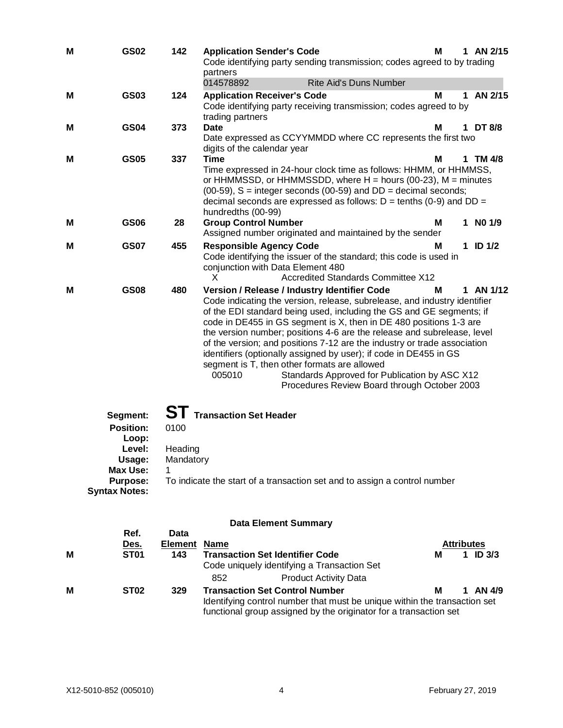| | Ref. Des. | Data Element | Name | | Attributes | |
|---|---|---|---|---|---|---|
| M | **GS02** | **142** | **Application Sender's Code**<br>Code identifying party sending transmission; codes agreed to by trading partners<br>014578892 Rite Aid's Duns Number | M | 1 | AN 2/15 |
| M | **GS03** | **124** | **Application Receiver's Code**<br>Code identifying party receiving transmission; codes agreed to by trading partners | M | 1 | AN 2/15 |
| M | **GS04** | **373** | **Date**<br>Date expressed as CCYYMMDD where CC represents the first two digits of the calendar year | M | 1 | DT 8/8 |
| M | **GS05** | **337** | **Time**<br>Time expressed in 24-hour clock time as follows: HHMM, or HHMMSS, or HHMMSSD, or HHMMSSDD, where H = hours (00-23), M = minutes (00-59), S = integer seconds (00-59) and DD = decimal seconds; decimal seconds are expressed as follows: D = tenths (0-9) and DD = hundredths (00-99) | M | 1 | TM 4/8 |
| M | **GS06** | **28** | **Group Control Number**<br>Assigned number originated and maintained by the sender | M | 1 | N0 1/9 |
| M | **GS07** | **455** | **Responsible Agency Code**<br>Code identifying the issuer of the standard; this code is used in conjunction with Data Element 480<br>X Accredited Standards Committee X12 | M | 1 | ID 1/2 |
| M | **GS08** | **480** | **Version / Release / Industry Identifier Code**<br>Code indicating the version, release, subrelease, and industry identifier of the EDI standard being used, including the GS and GE segments; if code in DE455 in GS segment is X, then in DE 480 positions 1-3 are the version number; positions 4-6 are the release and subrelease, level of the version; and positions 7-12 are the industry or trade association identifiers (optionally assigned by user); if code in DE455 in GS segment is T, then other formats are allowed<br>005010 Standards Approved for Publication by ASC X12 Procedures Review Board through October 2003 | M | 1 | AN 1/12 |

## Segment: ST Transaction Set Header

**Position:** 0100
**Loop:**
**Level:** Heading
**Usage:** Mandatory
**Max Use:** 1
**Purpose:** To indicate the start of a transaction set and to assign a control number
**Syntax Notes:**

### Data Element Summary

| | Ref. Des. | Data Element | Name | | Attributes | |
|---|---|---|---|---|---|---|
| M | **ST01** | **143** | **Transaction Set Identifier Code**<br>Code uniquely identifying a Transaction Set<br>852 Product Activity Data | M | 1 | ID 3/3 |
| M | **ST02** | **329** | **Transaction Set Control Number**<br>Identifying control number that must be unique within the transaction set functional group assigned by the originator for a transaction set | M | 1 | AN 4/9 |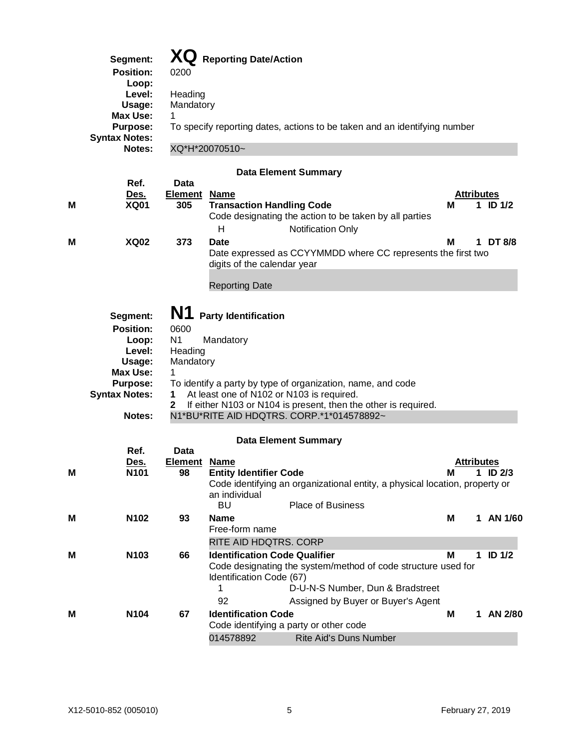**Segment:** **XQ** Reporting Date/Action
**Position:** 0200
**Loop:**
**Level:** Heading
**Usage:** Mandatory
**Max Use:** 1
**Purpose:** To specify reporting dates, actions to be taken and an identifying number
**Syntax Notes:**
**Notes:** XQ*H*20070510~

**Data Element Summary**

| | Ref. Des. | Data Element | Name | | Attributes | | |
|---|---|---|---|---|---|---|---|
| M | XQ01 | 305 | **Transaction Handling Code** | | M | 1 | ID 1/2 |
| | | | Code designating the action to be taken by all parties | | | | |
| | | | H | Notification Only | | | |
| M | XQ02 | 373 | **Date** | | M | 1 | DT 8/8 |
| | | | Date expressed as CCYYMMDD where CC represents the first two digits of the calendar year | | | | |
| | | | Reporting Date | | | | |

**Segment:** **N1** Party Identification
**Position:** 0600
**Loop:** N1 Mandatory
**Level:** Heading
**Usage:** Mandatory
**Max Use:** 1
**Purpose:** To identify a party by type of organization, name, and code
**Syntax Notes:**
1. At least one of N102 or N103 is required.
2. If either N103 or N104 is present, then the other is required.

**Notes:** N1*BU*RITE AID HDQTRS. CORP.*1*014578892~

**Data Element Summary**

| | Ref. Des. | Data Element | Name | | Attributes | | |
|---|---|---|---|---|---|---|---|
| M | N101 | 98 | **Entity Identifier Code** | | M | 1 | ID 2/3 |
| | | | Code identifying an organizational entity, a physical location, property or an individual | | | | |
| | | | BU | Place of Business | | | |
| M | N102 | 93 | **Name** | | M | 1 | AN 1/60 |
| | | | Free-form name | | | | |
| | | | RITE AID HDQTRS. CORP | | | | |
| M | N103 | 66 | **Identification Code Qualifier** | | M | 1 | ID 1/2 |
| | | | Code designating the system/method of code structure used for Identification Code (67) | | | | |
| | | | 1 | D-U-N-S Number, Dun & Bradstreet | | | |
| | | | 92 | Assigned by Buyer or Buyer's Agent | | | |
| M | N104 | 67 | **Identification Code** | | M | 1 | AN 2/80 |
| | | | Code identifying a party or other code | | | | |
| | | | 014578892 | Rite Aid's Duns Number | | | |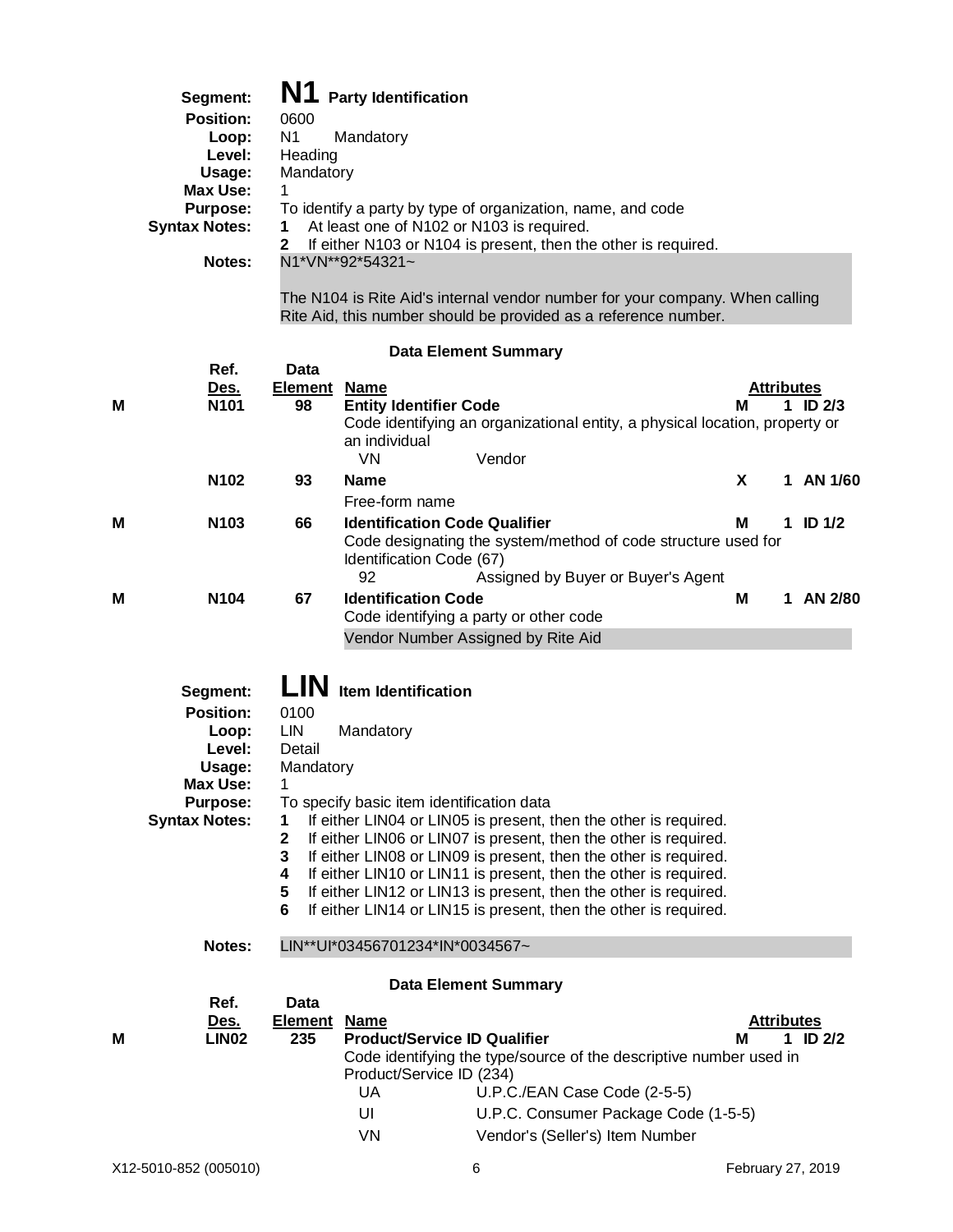## Segment: N1 Party Identification

**Position:** 0600
**Loop:** N1 Mandatory
**Level:** Heading
**Usage:** Mandatory
**Max Use:** 1
**Purpose:** To identify a party by type of organization, name, and code
**Syntax Notes:**
1. At least one of N102 or N103 is required.
2. If either N103 or N104 is present, then the other is required.

**Notes:** N1*VN**92*54321~

The N104 is Rite Aid's internal vendor number for your company. When calling Rite Aid, this number should be provided as a reference number.

### Data Element Summary

| | Ref. Des. | Data Element | Name | | Attributes | |
|---|---|---|---|---|---|---|
| M | N101 | 98 | **Entity Identifier Code**<br>Code identifying an organizational entity, a physical location, property or an individual<br>VN Vendor | M | 1 | ID 2/3 |
| | N102 | 93 | **Name**<br>Free-form name | X | 1 | AN 1/60 |
| M | N103 | 66 | **Identification Code Qualifier**<br>Code designating the system/method of code structure used for Identification Code (67)<br>92 Assigned by Buyer or Buyer's Agent | M | 1 | ID 1/2 |
| M | N104 | 67 | **Identification Code**<br>Code identifying a party or other code<br>Vendor Number Assigned by Rite Aid | M | 1 | AN 2/80 |

## Segment: LIN Item Identification

**Position:** 0100
**Loop:** LIN Mandatory
**Level:** Detail
**Usage:** Mandatory
**Max Use:** 1
**Purpose:** To specify basic item identification data
**Syntax Notes:**
1. If either LIN04 or LIN05 is present, then the other is required.
2. If either LIN06 or LIN07 is present, then the other is required.
3. If either LIN08 or LIN09 is present, then the other is required.
4. If either LIN10 or LIN11 is present, then the other is required.
5. If either LIN12 or LIN13 is present, then the other is required.
6. If either LIN14 or LIN15 is present, then the other is required.

**Notes:** LIN**UI*03456701234*IN*0034567~

### Data Element Summary

| | Ref. Des. | Data Element | Name | | Attributes | |
|---|---|---|---|---|---|---|
| M | LIN02 | 235 | **Product/Service ID Qualifier**<br>Code identifying the type/source of the descriptive number used in Product/Service ID (234)<br>UA U.P.C./EAN Case Code (2-5-5)<br>UI U.P.C. Consumer Package Code (1-5-5)<br>VN Vendor's (Seller's) Item Number | M | 1 | ID 2/2 |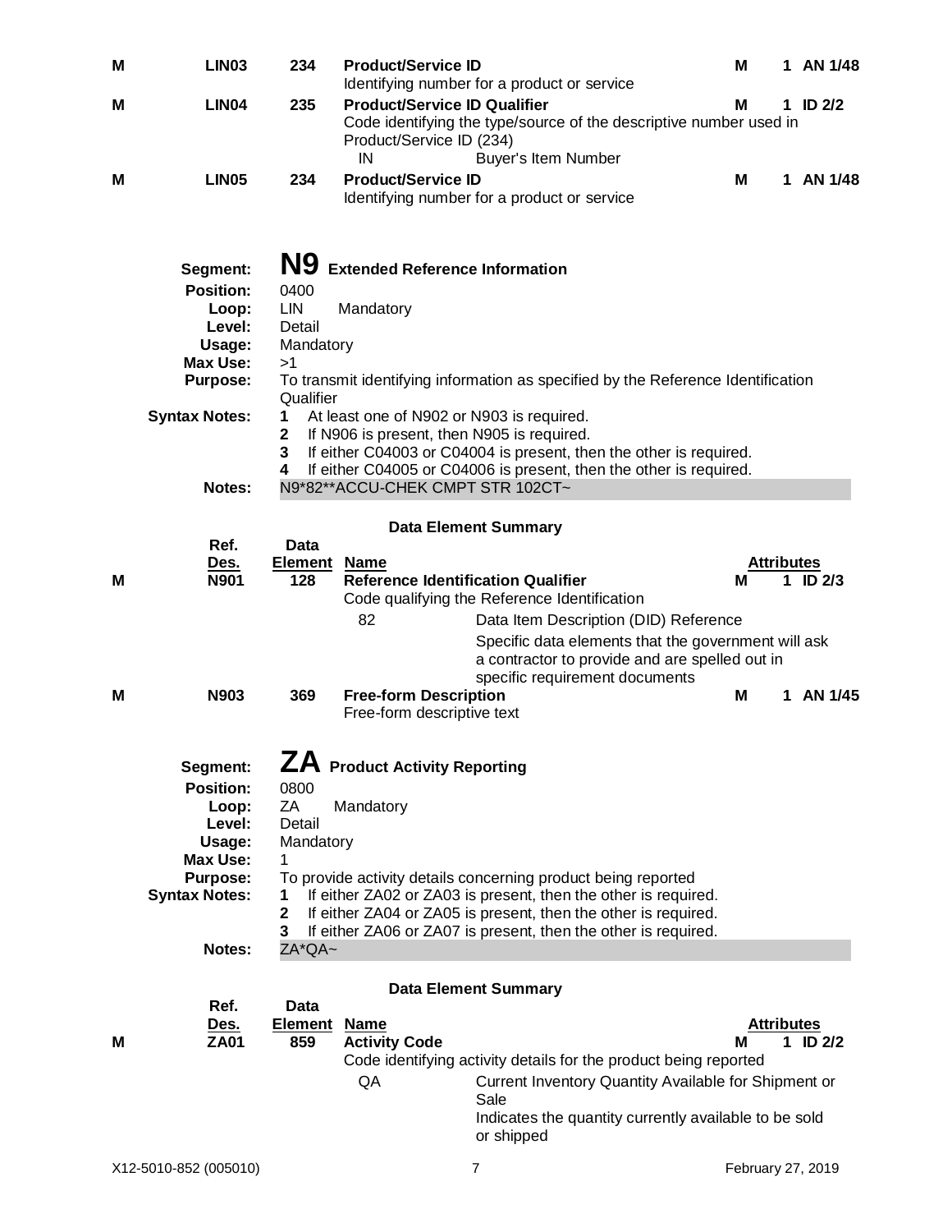| | Ref. Des. | Data Element | Name | | Attributes |
|---|---|---|---|---|---|
| M | LIN03 | 234 | **Product/Service ID**<br>Identifying number for a product or service | M | 1 AN 1/48 |
| M | LIN04 | 235 | **Product/Service ID Qualifier**<br>Code identifying the type/source of the descriptive number used in Product/Service ID (234)<br>IN Buyer's Item Number | M | 1 ID 2/2 |
| M | LIN05 | 234 | **Product/Service ID**<br>Identifying number for a product or service | M | 1 AN 1/48 |

## N9 Extended Reference Information

**Segment:** N9 Extended Reference Information
**Position:** 0400
**Loop:** LIN Mandatory
**Level:** Detail
**Usage:** Mandatory
**Max Use:** >1
**Purpose:** To transmit identifying information as specified by the Reference Identification Qualifier
**Syntax Notes:**
1. At least one of N902 or N903 is required.
2. If N906 is present, then N905 is required.
3. If either C04003 or C04004 is present, then the other is required.
4. If either C04005 or C04006 is present, then the other is required.

**Notes:** N9*82**ACCU-CHEK CMPT STR 102CT~

### Data Element Summary

| | Ref. Des. | Data Element | Name | | Attributes |
|---|---|---|---|---|---|
| M | N901 | 128 | **Reference Identification Qualifier**<br>Code qualifying the Reference Identification<br>82 Data Item Description (DID) Reference<br>Specific data elements that the government will ask a contractor to provide and are spelled out in specific requirement documents | M | 1 ID 2/3 |
| M | N903 | 369 | **Free-form Description**<br>Free-form descriptive text | M | 1 AN 1/45 |

## ZA Product Activity Reporting

**Segment:** ZA Product Activity Reporting
**Position:** 0800
**Loop:** ZA Mandatory
**Level:** Detail
**Usage:** Mandatory
**Max Use:** 1
**Purpose:** To provide activity details concerning product being reported
**Syntax Notes:**
1. If either ZA02 or ZA03 is present, then the other is required.
2. If either ZA04 or ZA05 is present, then the other is required.
3. If either ZA06 or ZA07 is present, then the other is required.

**Notes:** ZA*QA~

### Data Element Summary

| | Ref. Des. | Data Element | Name | | Attributes |
|---|---|---|---|---|---|
| M | ZA01 | 859 | **Activity Code**<br>Code identifying activity details for the product being reported<br>QA Current Inventory Quantity Available for Shipment or Sale<br>Indicates the quantity currently available to be sold or shipped | M | 1 ID 2/2 |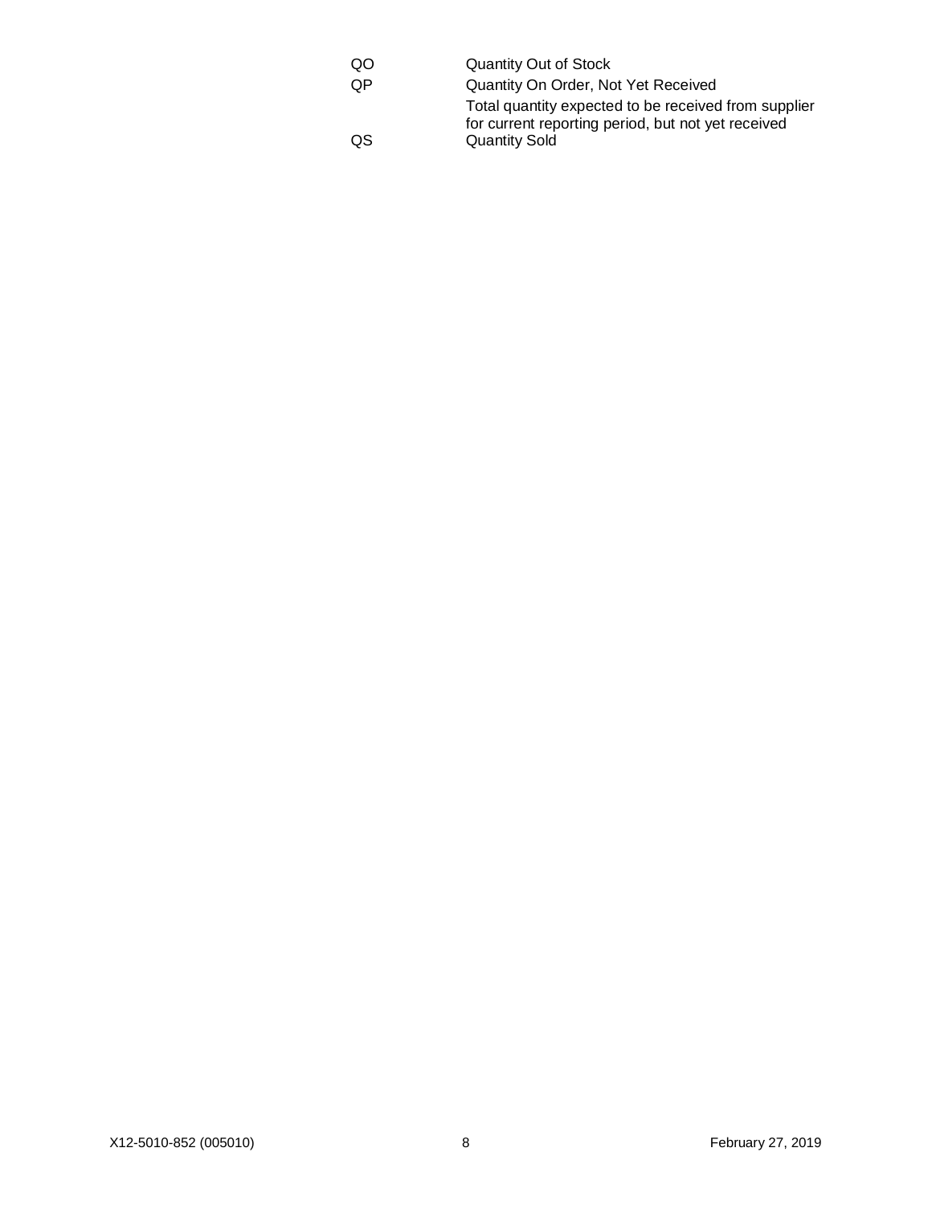| | |
|---|---|
| QO | Quantity Out of Stock |
| QP | Quantity On Order, Not Yet Received |
| | Total quantity expected to be received from supplier for current reporting period, but not yet received |
| QS | Quantity Sold |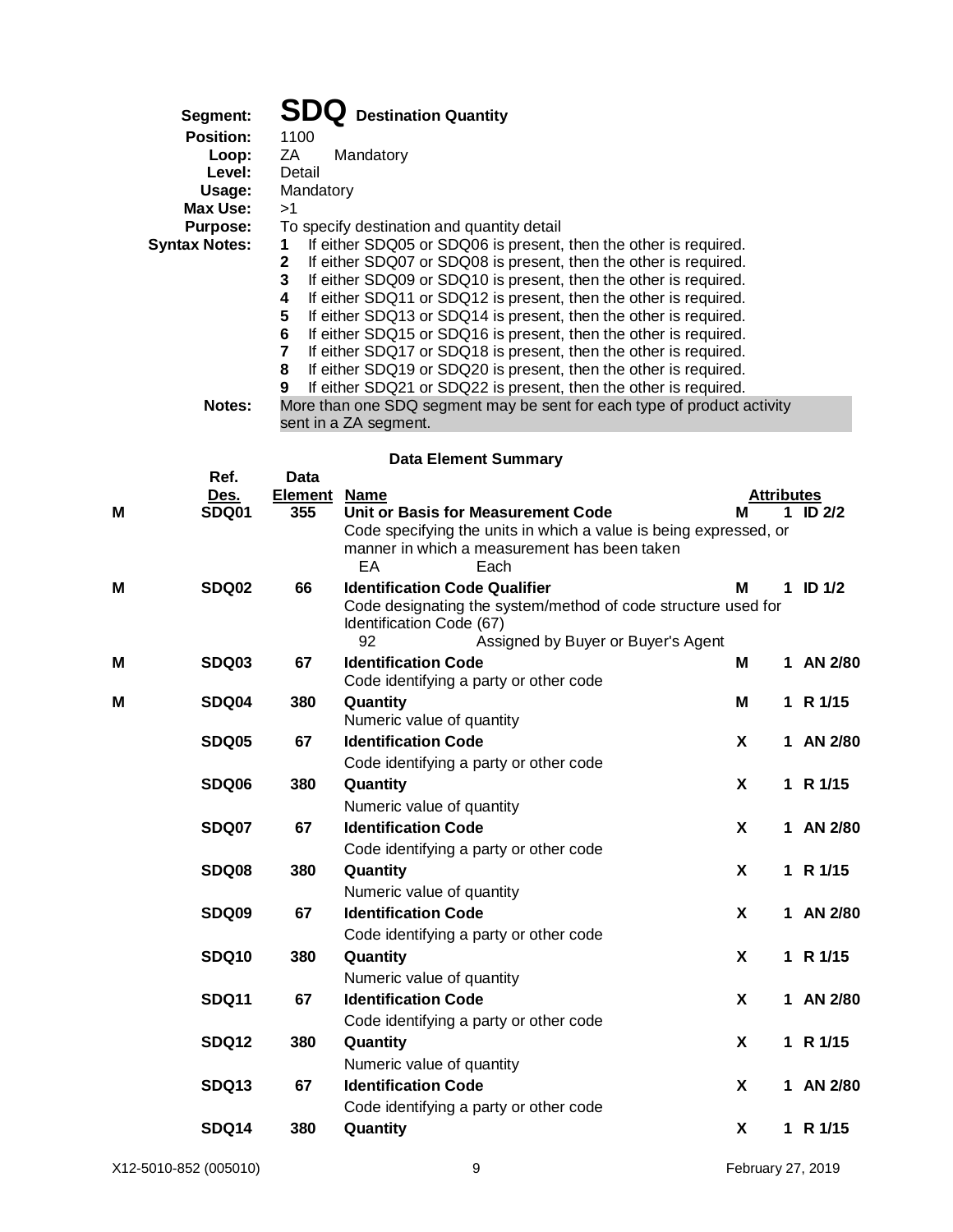**Segment:** **SDQ** **Destination Quantity**

**Position:** 1100

**Loop:** ZA Mandatory

**Level:** Detail

**Usage:** Mandatory

**Max Use:** >1

**Purpose:** To specify destination and quantity detail

**Syntax Notes:**
1. If either SDQ05 or SDQ06 is present, then the other is required.
2. If either SDQ07 or SDQ08 is present, then the other is required.
3. If either SDQ09 or SDQ10 is present, then the other is required.
4. If either SDQ11 or SDQ12 is present, then the other is required.
5. If either SDQ13 or SDQ14 is present, then the other is required.
6. If either SDQ15 or SDQ16 is present, then the other is required.
7. If either SDQ17 or SDQ18 is present, then the other is required.
8. If either SDQ19 or SDQ20 is present, then the other is required.
9. If either SDQ21 or SDQ22 is present, then the other is required.

**Notes:** More than one SDQ segment may be sent for each type of product activity sent in a ZA segment.

### Data Element Summary

| | Ref. Des. | Data Element | Name | | Attributes | |
|---|---|---|---|---|---|---|
| M | SDQ01 | 355 | **Unit or Basis for Measurement Code**<br>Code specifying the units in which a value is being expressed, or manner in which a measurement has been taken<br>EA Each | M | 1 | ID 2/2 |
| M | SDQ02 | 66 | **Identification Code Qualifier**<br>Code designating the system/method of code structure used for Identification Code (67)<br>92 Assigned by Buyer or Buyer's Agent | M | 1 | ID 1/2 |
| M | SDQ03 | 67 | **Identification Code**<br>Code identifying a party or other code | M | 1 | AN 2/80 |
| M | SDQ04 | 380 | **Quantity**<br>Numeric value of quantity | M | 1 | R 1/15 |
| | SDQ05 | 67 | **Identification Code**<br>Code identifying a party or other code | X | 1 | AN 2/80 |
| | SDQ06 | 380 | **Quantity**<br>Numeric value of quantity | X | 1 | R 1/15 |
| | SDQ07 | 67 | **Identification Code**<br>Code identifying a party or other code | X | 1 | AN 2/80 |
| | SDQ08 | 380 | **Quantity**<br>Numeric value of quantity | X | 1 | R 1/15 |
| | SDQ09 | 67 | **Identification Code**<br>Code identifying a party or other code | X | 1 | AN 2/80 |
| | SDQ10 | 380 | **Quantity**<br>Numeric value of quantity | X | 1 | R 1/15 |
| | SDQ11 | 67 | **Identification Code**<br>Code identifying a party or other code | X | 1 | AN 2/80 |
| | SDQ12 | 380 | **Quantity**<br>Numeric value of quantity | X | 1 | R 1/15 |
| | SDQ13 | 67 | **Identification Code**<br>Code identifying a party or other code | X | 1 | AN 2/80 |
| | SDQ14 | 380 | **Quantity** | X | 1 | R 1/15 |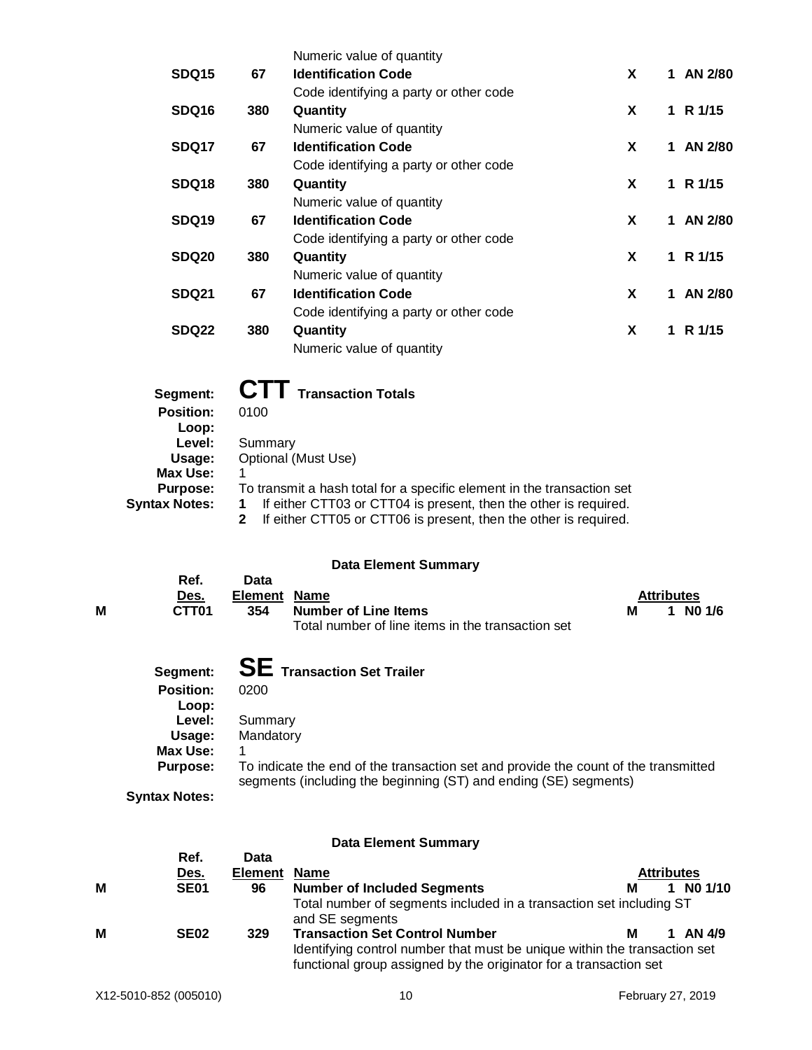| | Ref. Des. | Data Element | Name | | Attributes | |
|---|---|---|---|---|---|---|
| | | | Numeric value of quantity | | | |
| | SDQ15 | 67 | **Identification Code**<br>Code identifying a party or other code | X | 1 | AN 2/80 |
| | SDQ16 | 380 | **Quantity**<br>Numeric value of quantity | X | 1 | R 1/15 |
| | SDQ17 | 67 | **Identification Code**<br>Code identifying a party or other code | X | 1 | AN 2/80 |
| | SDQ18 | 380 | **Quantity**<br>Numeric value of quantity | X | 1 | R 1/15 |
| | SDQ19 | 67 | **Identification Code**<br>Code identifying a party or other code | X | 1 | AN 2/80 |
| | SDQ20 | 380 | **Quantity**<br>Numeric value of quantity | X | 1 | R 1/15 |
| | SDQ21 | 67 | **Identification Code**<br>Code identifying a party or other code | X | 1 | AN 2/80 |
| | SDQ22 | 380 | **Quantity**<br>Numeric value of quantity | X | 1 | R 1/15 |

## Segment: CTT Transaction Totals

**Position:** 0100
**Loop:**
**Level:** Summary
**Usage:** Optional (Must Use)
**Max Use:** 1
**Purpose:** To transmit a hash total for a specific element in the transaction set
**Syntax Notes:**
1. If either CTT03 or CTT04 is present, then the other is required.
2. If either CTT05 or CTT06 is present, then the other is required.

**Data Element Summary**

| | Ref. Des. | Data Element | Name | | Attributes | |
|---|---|---|---|---|---|---|
| M | CTT01 | 354 | **Number of Line Items**<br>Total number of line items in the transaction set | M | 1 | N0 1/6 |

## Segment: SE Transaction Set Trailer

**Position:** 0200
**Loop:**
**Level:** Summary
**Usage:** Mandatory
**Max Use:** 1
**Purpose:** To indicate the end of the transaction set and provide the count of the transmitted segments (including the beginning (ST) and ending (SE) segments)
**Syntax Notes:**

**Data Element Summary**

| | Ref. Des. | Data Element | Name | | Attributes | |
|---|---|---|---|---|---|---|
| M | SE01 | 96 | **Number of Included Segments**<br>Total number of segments included in a transaction set including ST and SE segments | M | 1 | N0 1/10 |
| M | SE02 | 329 | **Transaction Set Control Number**<br>Identifying control number that must be unique within the transaction set functional group assigned by the originator for a transaction set | M | 1 | AN 4/9 |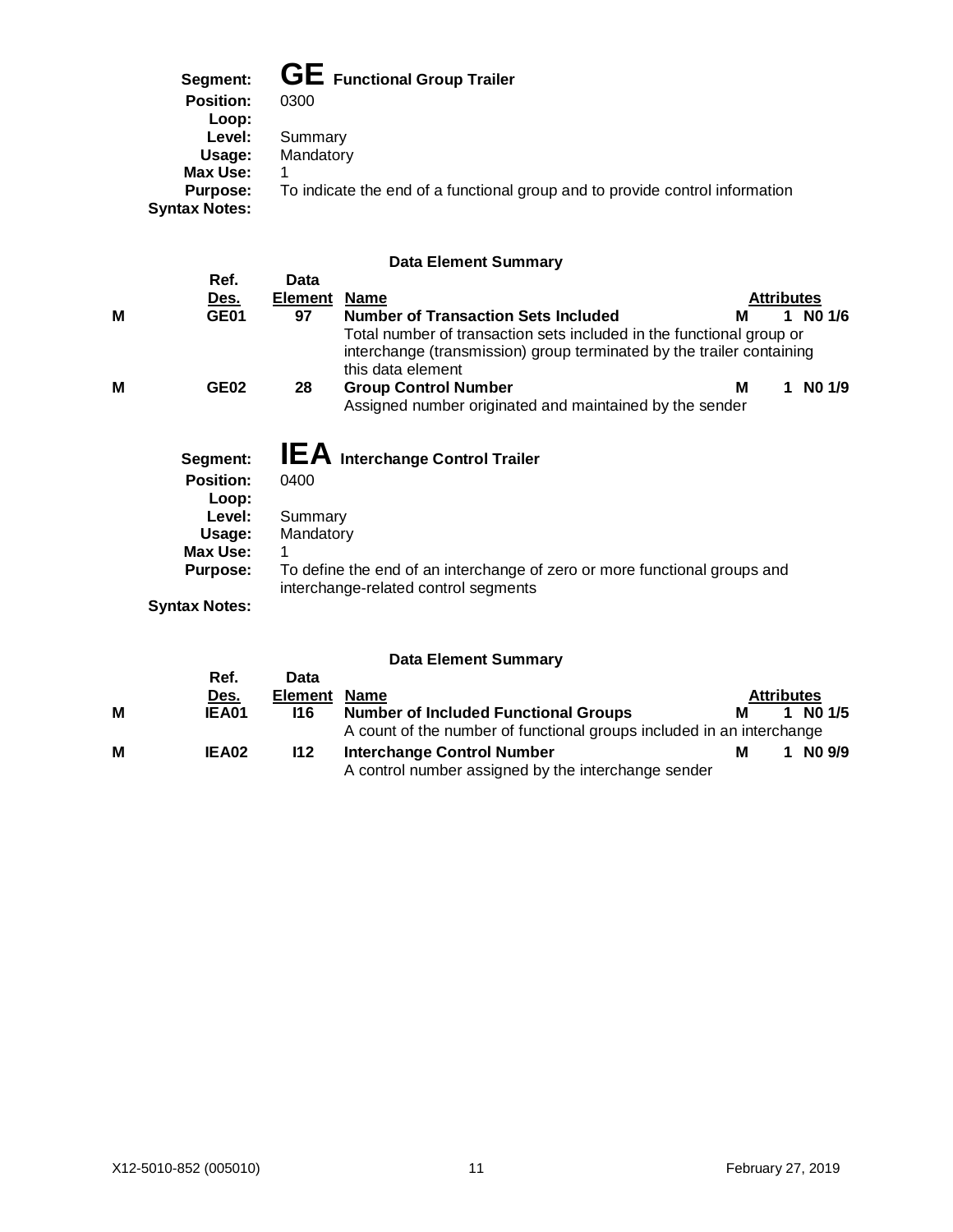**Segment:** **GE** Functional Group Trailer
**Position:** 0300
**Loop:**
**Level:** Summary
**Usage:** Mandatory
**Max Use:** 1
**Purpose:** To indicate the end of a functional group and to provide control information
**Syntax Notes:**

**Data Element Summary**

| | Ref. Des. | Data Element | Name | | Attributes |
|---|---|---|---|---|---|
| M | GE01 | 97 | **Number of Transaction Sets Included**<br>Total number of transaction sets included in the functional group or interchange (transmission) group terminated by the trailer containing this data element | M | 1 N0 1/6 |
| M | GE02 | 28 | **Group Control Number**<br>Assigned number originated and maintained by the sender | M | 1 N0 1/9 |

**Segment:** **IEA** Interchange Control Trailer
**Position:** 0400
**Loop:**
**Level:** Summary
**Usage:** Mandatory
**Max Use:** 1
**Purpose:** To define the end of an interchange of zero or more functional groups and interchange-related control segments
**Syntax Notes:**

**Data Element Summary**

| | Ref. Des. | Data Element | Name | | Attributes |
|---|---|---|---|---|---|
| M | IEA01 | I16 | **Number of Included Functional Groups**<br>A count of the number of functional groups included in an interchange | M | 1 N0 1/5 |
| M | IEA02 | I12 | **Interchange Control Number**<br>A control number assigned by the interchange sender | M | 1 N0 9/9 |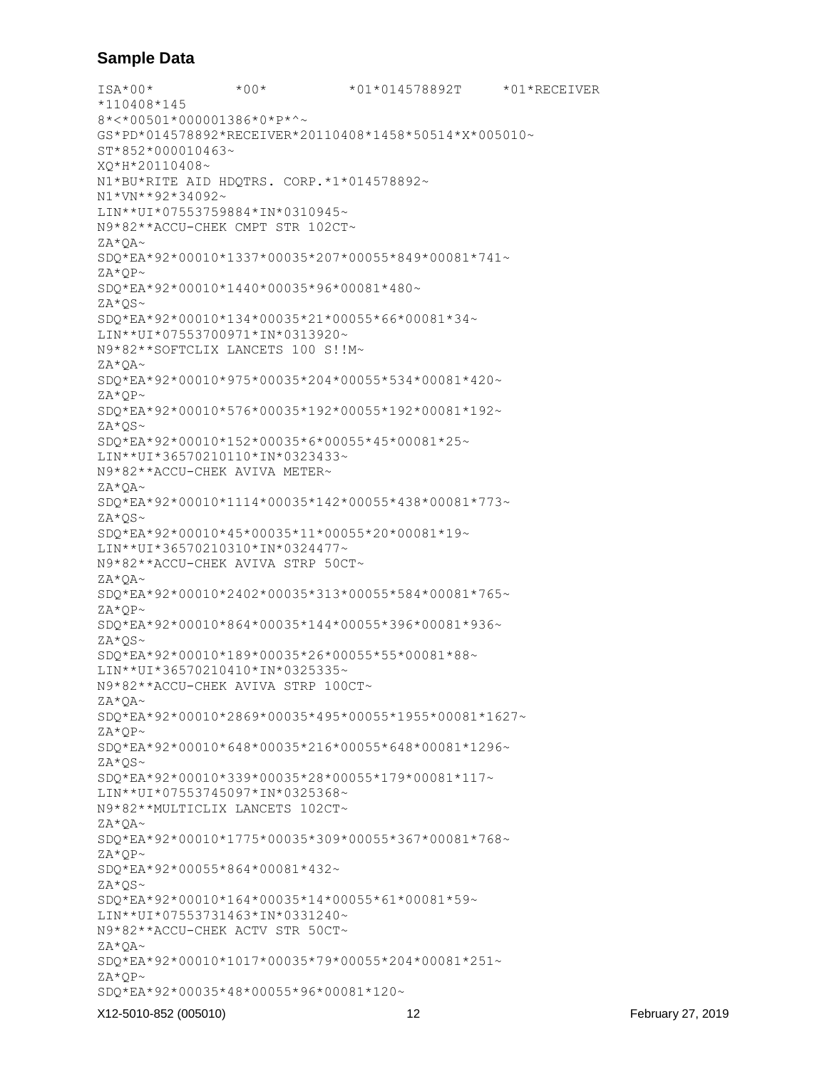## Sample Data

```
ISA*00*          *00*          *01*014578892T     *01*RECEIVER
*110408*145
8*<*00501*000001386*0*P*^~
GS*PD*014578892*RECEIVER*20110408*1458*50514*X*005010~
ST*852*000010463~
XQ*H*20110408~
N1*BU*RITE AID HDQTRS. CORP.*1*014578892~
N1*VN**92*34092~
LIN**UI*07553759884*IN*0310945~
N9*82**ACCU-CHEK CMPT STR 102CT~
ZA*QA~
SDQ*EA*92*00010*1337*00035*207*00055*849*00081*741~
ZA*QP~
SDQ*EA*92*00010*1440*00035*96*00081*480~
ZA*QS~
SDQ*EA*92*00010*134*00035*21*00055*66*00081*34~
LIN**UI*07553700971*IN*0313920~
N9*82**SOFTCLIX LANCETS 100 S!!M~
ZA*QA~
SDQ*EA*92*00010*975*00035*204*00055*534*00081*420~
ZA*QP~
SDQ*EA*92*00010*576*00035*192*00055*192*00081*192~
ZA*QS~
SDQ*EA*92*00010*152*00035*6*00055*45*00081*25~
LIN**UI*36570210110*IN*0323433~
N9*82**ACCU-CHEK AVIVA METER~
ZA*QA~
SDQ*EA*92*00010*1114*00035*142*00055*438*00081*773~
ZA*QS~
SDQ*EA*92*00010*45*00035*11*00055*20*00081*19~
LIN**UI*36570210310*IN*0324477~
N9*82**ACCU-CHEK AVIVA STRP 50CT~
ZA*QA~
SDQ*EA*92*00010*2402*00035*313*00055*584*00081*765~
ZA*QP~
SDQ*EA*92*00010*864*00035*144*00055*396*00081*936~
ZA*QS~
SDQ*EA*92*00010*189*00035*26*00055*55*00081*88~
LIN**UI*36570210410*IN*0325335~
N9*82**ACCU-CHEK AVIVA STRP 100CT~
ZA*QA~
SDQ*EA*92*00010*2869*00035*495*00055*1955*00081*1627~
ZA*QP~
SDQ*EA*92*00010*648*00035*216*00055*648*00081*1296~
ZA*QS~
SDQ*EA*92*00010*339*00035*28*00055*179*00081*117~
LIN**UI*07553745097*IN*0325368~
N9*82**MULTICLIX LANCETS 102CT~
ZA*QA~
SDQ*EA*92*00010*1775*00035*309*00055*367*00081*768~
ZA*QP~
SDQ*EA*92*00055*864*00081*432~
ZA*QS~
SDQ*EA*92*00010*164*00035*14*00055*61*00081*59~
LIN**UI*07553731463*IN*0331240~
N9*82**ACCU-CHEK ACTV STR 50CT~
ZA*QA~
SDQ*EA*92*00010*1017*00035*79*00055*204*00081*251~
ZA*QP~
SDQ*EA*92*00035*48*00055*96*00081*120~
```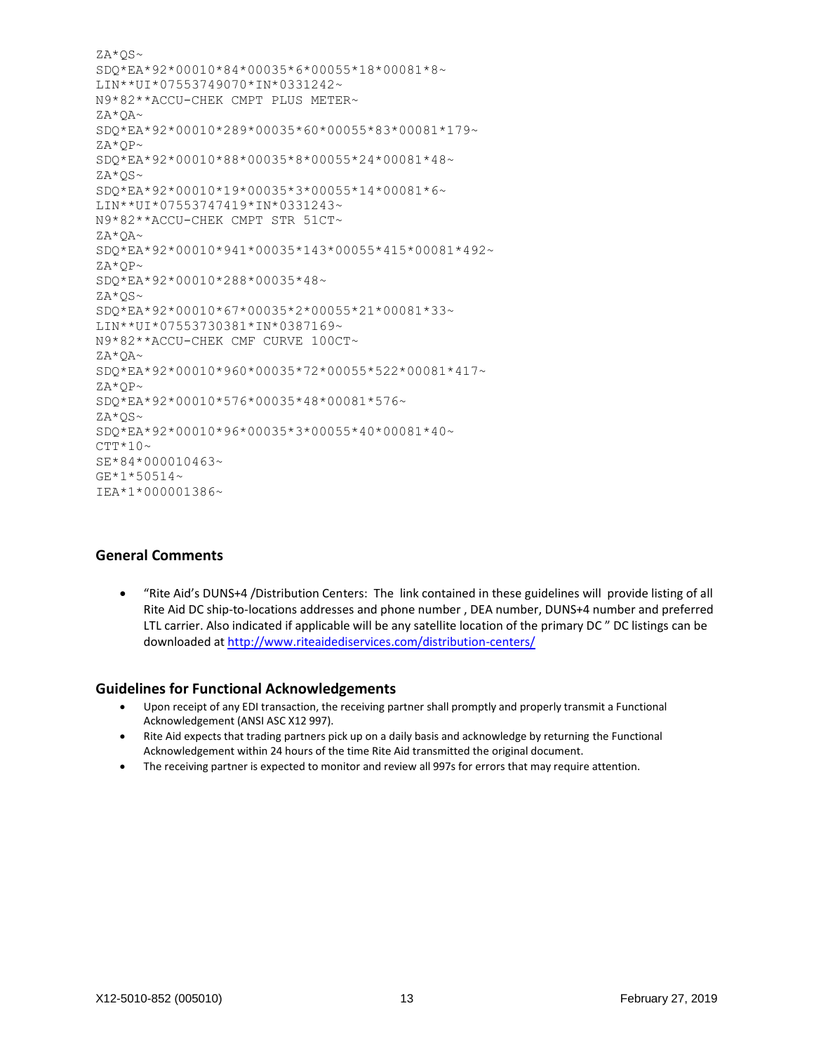```
ZA*QS~
SDQ*EA*92*00010*84*00035*6*00055*18*00081*8~
LIN**UI*07553749070*IN*0331242~
N9*82**ACCU-CHEK CMPT PLUS METER~
ZA*QA~
SDQ*EA*92*00010*289*00035*60*00055*83*00081*179~
ZA*QP~
SDQ*EA*92*00010*88*00035*8*00055*24*00081*48~
ZA*QS~
SDQ*EA*92*00010*19*00035*3*00055*14*00081*6~
LIN**UI*07553747419*IN*0331243~
N9*82**ACCU-CHEK CMPT STR 51CT~
ZA*QA~
SDQ*EA*92*00010*941*00035*143*00055*415*00081*492~
ZA*QP~
SDQ*EA*92*00010*288*00035*48~
ZA*QS~
SDQ*EA*92*00010*67*00035*2*00055*21*00081*33~
LIN**UI*07553730381*IN*0387169~
N9*82**ACCU-CHEK CMF CURVE 100CT~
ZA*QA~
SDQ*EA*92*00010*960*00035*72*00055*522*00081*417~
ZA*QP~
SDQ*EA*92*00010*576*00035*48*00081*576~
ZA*QS~
SDQ*EA*92*00010*96*00035*3*00055*40*00081*40~
CTT*10~
SE*84*000010463~
GE*1*50514~
IEA*1*000001386~
```

## General Comments

- "Rite Aid's DUNS+4 /Distribution Centers: The link contained in these guidelines will provide listing of all Rite Aid DC ship-to-locations addresses and phone number , DEA number, DUNS+4 number and preferred LTL carrier. Also indicated if applicable will be any satellite location of the primary DC " DC listings can be downloaded at http://www.riteaidediservices.com/distribution-centers/

## Guidelines for Functional Acknowledgements

- Upon receipt of any EDI transaction, the receiving partner shall promptly and properly transmit a Functional Acknowledgement (ANSI ASC X12 997).
- Rite Aid expects that trading partners pick up on a daily basis and acknowledge by returning the Functional Acknowledgement within 24 hours of the time Rite Aid transmitted the original document.
- The receiving partner is expected to monitor and review all 997s for errors that may require attention.